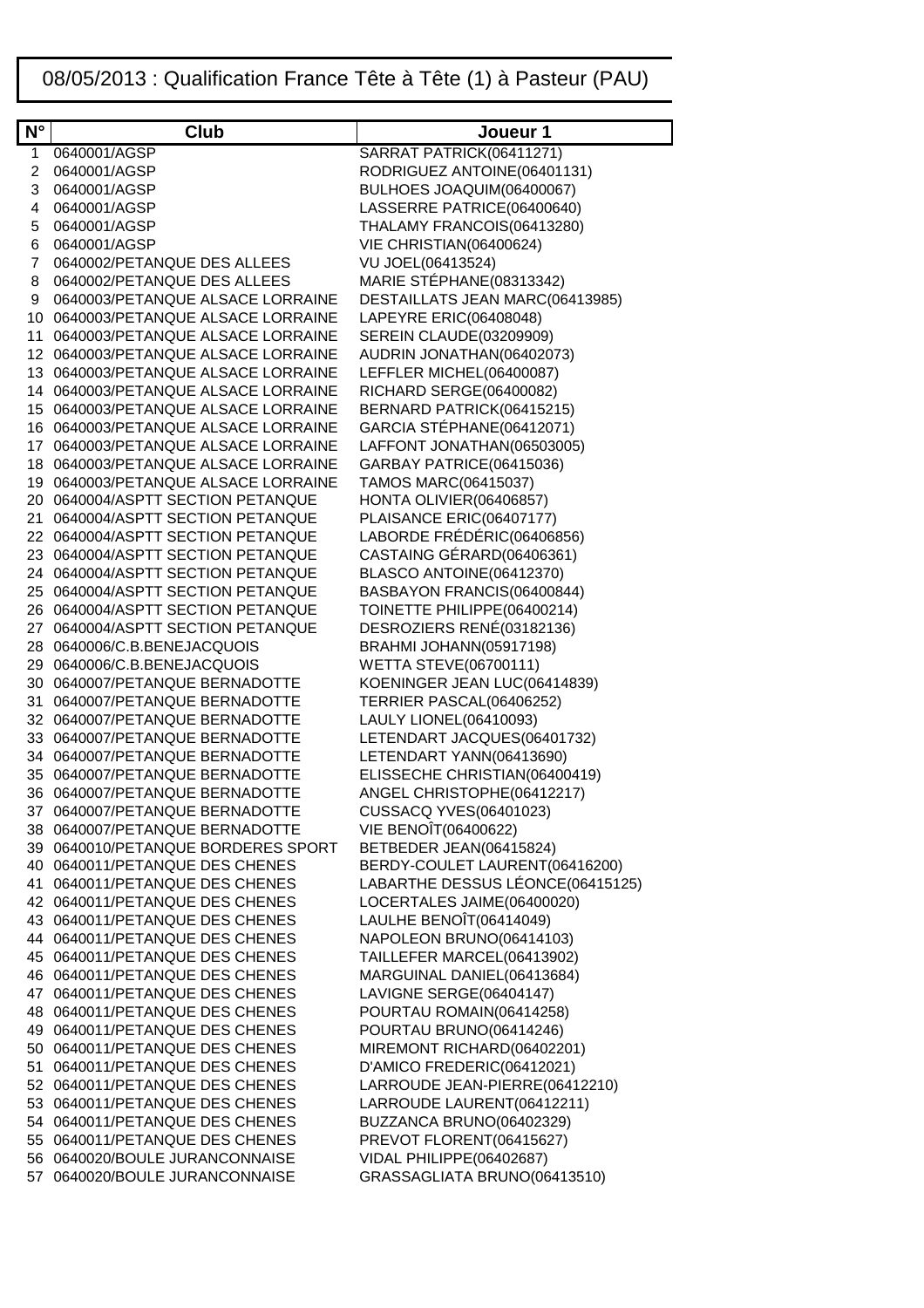# 08/05/2013 : Qualification France Tête à Tête (1) à Pasteur (PAU)

| N° | Club | Joueur 1 |
|---|---|---|
| 1 | 0640001/AGSP | SARRAT PATRICK(06411271) |
| 2 | 0640001/AGSP | RODRIGUEZ ANTOINE(06401131) |
| 3 | 0640001/AGSP | BULHOES JOAQUIM(06400067) |
| 4 | 0640001/AGSP | LASSERRE PATRICE(06400640) |
| 5 | 0640001/AGSP | THALAMY FRANCOIS(06413280) |
| 6 | 0640001/AGSP | VIE CHRISTIAN(06400624) |
| 7 | 0640002/PETANQUE DES ALLEES | VU JOEL(06413524) |
| 8 | 0640002/PETANQUE DES ALLEES | MARIE STÉPHANE(08313342) |
| 9 | 0640003/PETANQUE ALSACE LORRAINE | DESTAILLATS JEAN MARC(06413985) |
| 10 | 0640003/PETANQUE ALSACE LORRAINE | LAPEYRE ERIC(06408048) |
| 11 | 0640003/PETANQUE ALSACE LORRAINE | SEREIN CLAUDE(03209909) |
| 12 | 0640003/PETANQUE ALSACE LORRAINE | AUDRIN JONATHAN(06402073) |
| 13 | 0640003/PETANQUE ALSACE LORRAINE | LEFFLER MICHEL(06400087) |
| 14 | 0640003/PETANQUE ALSACE LORRAINE | RICHARD SERGE(06400082) |
| 15 | 0640003/PETANQUE ALSACE LORRAINE | BERNARD PATRICK(06415215) |
| 16 | 0640003/PETANQUE ALSACE LORRAINE | GARCIA STÉPHANE(06412071) |
| 17 | 0640003/PETANQUE ALSACE LORRAINE | LAFFONT JONATHAN(06503005) |
| 18 | 0640003/PETANQUE ALSACE LORRAINE | GARBAY PATRICE(06415036) |
| 19 | 0640003/PETANQUE ALSACE LORRAINE | TAMOS MARC(06415037) |
| 20 | 0640004/ASPTT SECTION PETANQUE | HONTA OLIVIER(06406857) |
| 21 | 0640004/ASPTT SECTION PETANQUE | PLAISANCE ERIC(06407177) |
| 22 | 0640004/ASPTT SECTION PETANQUE | LABORDE FRÉDÉRIC(06406856) |
| 23 | 0640004/ASPTT SECTION PETANQUE | CASTAING GÉRARD(06406361) |
| 24 | 0640004/ASPTT SECTION PETANQUE | BLASCO ANTOINE(06412370) |
| 25 | 0640004/ASPTT SECTION PETANQUE | BASBAYON FRANCIS(06400844) |
| 26 | 0640004/ASPTT SECTION PETANQUE | TOINETTE PHILIPPE(06400214) |
| 27 | 0640004/ASPTT SECTION PETANQUE | DESROZIERS RENÉ(03182136) |
| 28 | 0640006/C.B.BENEJACQUOIS | BRAHMI JOHANN(05917198) |
| 29 | 0640006/C.B.BENEJACQUOIS | WETTA STEVE(06700111) |
| 30 | 0640007/PETANQUE BERNADOTTE | KOENINGER JEAN LUC(06414839) |
| 31 | 0640007/PETANQUE BERNADOTTE | TERRIER PASCAL(06406252) |
| 32 | 0640007/PETANQUE BERNADOTTE | LAULY LIONEL(06410093) |
| 33 | 0640007/PETANQUE BERNADOTTE | LETENDART JACQUES(06401732) |
| 34 | 0640007/PETANQUE BERNADOTTE | LETENDART YANN(06413690) |
| 35 | 0640007/PETANQUE BERNADOTTE | ELISSECHE CHRISTIAN(06400419) |
| 36 | 0640007/PETANQUE BERNADOTTE | ANGEL CHRISTOPHE(06412217) |
| 37 | 0640007/PETANQUE BERNADOTTE | CUSSACQ YVES(06401023) |
| 38 | 0640007/PETANQUE BERNADOTTE | VIE BENOÎT(06400622) |
| 39 | 0640010/PETANQUE BORDERES SPORT | BETBEDER JEAN(06415824) |
| 40 | 0640011/PETANQUE DES CHENES | BERDY-COULET LAURENT(06416200) |
| 41 | 0640011/PETANQUE DES CHENES | LABARTHE DESSUS LÉONCE(06415125) |
| 42 | 0640011/PETANQUE DES CHENES | LOCERTALES JAIME(06400020) |
| 43 | 0640011/PETANQUE DES CHENES | LAULHE BENOÎT(06414049) |
| 44 | 0640011/PETANQUE DES CHENES | NAPOLEON BRUNO(06414103) |
| 45 | 0640011/PETANQUE DES CHENES | TAILLEFER MARCEL(06413902) |
| 46 | 0640011/PETANQUE DES CHENES | MARGUINAL DANIEL(06413684) |
| 47 | 0640011/PETANQUE DES CHENES | LAVIGNE SERGE(06404147) |
| 48 | 0640011/PETANQUE DES CHENES | POURTAU ROMAIN(06414258) |
| 49 | 0640011/PETANQUE DES CHENES | POURTAU BRUNO(06414246) |
| 50 | 0640011/PETANQUE DES CHENES | MIREMONT RICHARD(06402201) |
| 51 | 0640011/PETANQUE DES CHENES | D'AMICO FREDERIC(06412021) |
| 52 | 0640011/PETANQUE DES CHENES | LARROUDE JEAN-PIERRE(06412210) |
| 53 | 0640011/PETANQUE DES CHENES | LARROUDE LAURENT(06412211) |
| 54 | 0640011/PETANQUE DES CHENES | BUZZANCA BRUNO(06402329) |
| 55 | 0640011/PETANQUE DES CHENES | PREVOT FLORENT(06415627) |
| 56 | 0640020/BOULE JURANCONNAISE | VIDAL PHILIPPE(06402687) |
| 57 | 0640020/BOULE JURANCONNAISE | GRASSAGLIATA BRUNO(06413510) |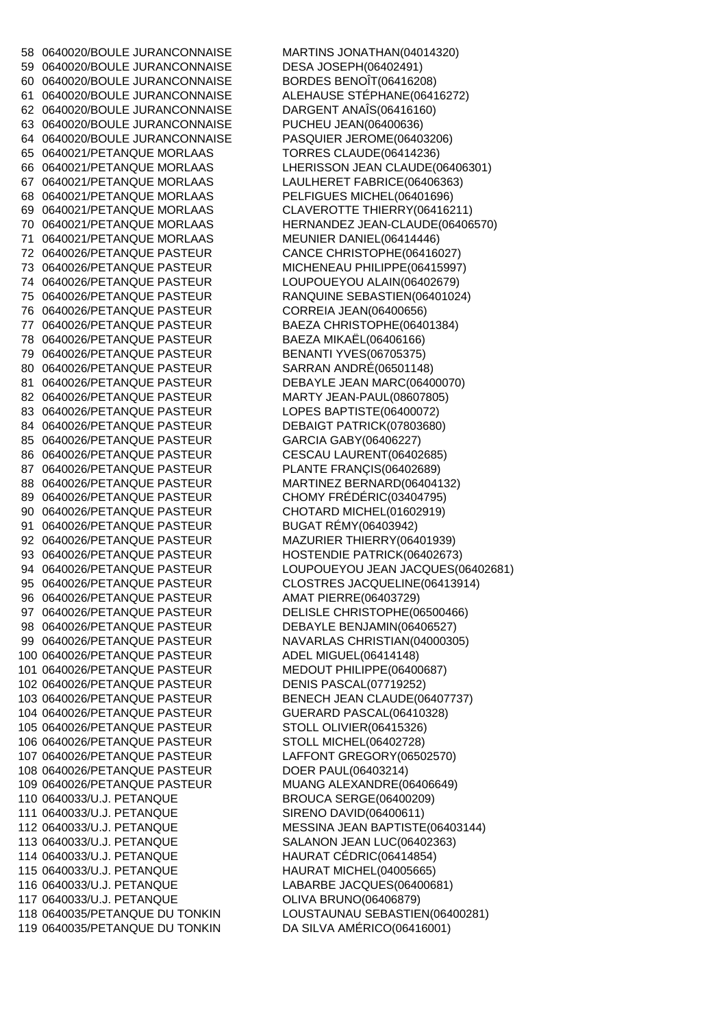| | | |
|---|---|---|
| 58 | 0640020/BOULE JURANCONNAISE | MARTINS JONATHAN(04014320) |
| 59 | 0640020/BOULE JURANCONNAISE | DESA JOSEPH(06402491) |
| 60 | 0640020/BOULE JURANCONNAISE | BORDES BENOÎT(06416208) |
| 61 | 0640020/BOULE JURANCONNAISE | ALEHAUSE STÉPHANE(06416272) |
| 62 | 0640020/BOULE JURANCONNAISE | DARGENT ANAÎS(06416160) |
| 63 | 0640020/BOULE JURANCONNAISE | PUCHEU JEAN(06400636) |
| 64 | 0640020/BOULE JURANCONNAISE | PASQUIER JEROME(06403206) |
| 65 | 0640021/PETANQUE MORLAAS | TORRES CLAUDE(06414236) |
| 66 | 0640021/PETANQUE MORLAAS | LHERISSON JEAN CLAUDE(06406301) |
| 67 | 0640021/PETANQUE MORLAAS | LAULHERET FABRICE(06406363) |
| 68 | 0640021/PETANQUE MORLAAS | PELFIGUES MICHEL(06401696) |
| 69 | 0640021/PETANQUE MORLAAS | CLAVEROTTE THIERRY(06416211) |
| 70 | 0640021/PETANQUE MORLAAS | HERNANDEZ JEAN-CLAUDE(06406570) |
| 71 | 0640021/PETANQUE MORLAAS | MEUNIER DANIEL(06414446) |
| 72 | 0640026/PETANQUE PASTEUR | CANCE CHRISTOPHE(06416027) |
| 73 | 0640026/PETANQUE PASTEUR | MICHENEAU PHILIPPE(06415997) |
| 74 | 0640026/PETANQUE PASTEUR | LOUPOUEYOU ALAIN(06402679) |
| 75 | 0640026/PETANQUE PASTEUR | RANQUINE SEBASTIEN(06401024) |
| 76 | 0640026/PETANQUE PASTEUR | CORREIA JEAN(06400656) |
| 77 | 0640026/PETANQUE PASTEUR | BAEZA CHRISTOPHE(06401384) |
| 78 | 0640026/PETANQUE PASTEUR | BAEZA MIKAËL(06406166) |
| 79 | 0640026/PETANQUE PASTEUR | BENANTI YVES(06705375) |
| 80 | 0640026/PETANQUE PASTEUR | SARRAN ANDRÉ(06501148) |
| 81 | 0640026/PETANQUE PASTEUR | DEBAYLE JEAN MARC(06400070) |
| 82 | 0640026/PETANQUE PASTEUR | MARTY JEAN-PAUL(08607805) |
| 83 | 0640026/PETANQUE PASTEUR | LOPES BAPTISTE(06400072) |
| 84 | 0640026/PETANQUE PASTEUR | DEBAIGT PATRICK(07803680) |
| 85 | 0640026/PETANQUE PASTEUR | GARCIA GABY(06406227) |
| 86 | 0640026/PETANQUE PASTEUR | CESCAU LAURENT(06402685) |
| 87 | 0640026/PETANQUE PASTEUR | PLANTE FRANÇIS(06402689) |
| 88 | 0640026/PETANQUE PASTEUR | MARTINEZ BERNARD(06404132) |
| 89 | 0640026/PETANQUE PASTEUR | CHOMY FRÉDÉRIC(03404795) |
| 90 | 0640026/PETANQUE PASTEUR | CHOTARD MICHEL(01602919) |
| 91 | 0640026/PETANQUE PASTEUR | BUGAT RÉMY(06403942) |
| 92 | 0640026/PETANQUE PASTEUR | MAZURIER THIERRY(06401939) |
| 93 | 0640026/PETANQUE PASTEUR | HOSTENDIE PATRICK(06402673) |
| 94 | 0640026/PETANQUE PASTEUR | LOUPOUEYOU JEAN JACQUES(06402681) |
| 95 | 0640026/PETANQUE PASTEUR | CLOSTRES JACQUELINE(06413914) |
| 96 | 0640026/PETANQUE PASTEUR | AMAT PIERRE(06403729) |
| 97 | 0640026/PETANQUE PASTEUR | DELISLE CHRISTOPHE(06500466) |
| 98 | 0640026/PETANQUE PASTEUR | DEBAYLE BENJAMIN(06406527) |
| 99 | 0640026/PETANQUE PASTEUR | NAVARLAS CHRISTIAN(04000305) |
| 100 | 0640026/PETANQUE PASTEUR | ADEL MIGUEL(06414148) |
| 101 | 0640026/PETANQUE PASTEUR | MEDOUT PHILIPPE(06400687) |
| 102 | 0640026/PETANQUE PASTEUR | DENIS PASCAL(07719252) |
| 103 | 0640026/PETANQUE PASTEUR | BENECH JEAN CLAUDE(06407737) |
| 104 | 0640026/PETANQUE PASTEUR | GUERARD PASCAL(06410328) |
| 105 | 0640026/PETANQUE PASTEUR | STOLL OLIVIER(06415326) |
| 106 | 0640026/PETANQUE PASTEUR | STOLL MICHEL(06402728) |
| 107 | 0640026/PETANQUE PASTEUR | LAFFONT GREGORY(06502570) |
| 108 | 0640026/PETANQUE PASTEUR | DOER PAUL(06403214) |
| 109 | 0640026/PETANQUE PASTEUR | MUANG ALEXANDRE(06406649) |
| 110 | 0640033/U.J. PETANQUE | BROUCA SERGE(06400209) |
| 111 | 0640033/U.J. PETANQUE | SIRENO DAVID(06400611) |
| 112 | 0640033/U.J. PETANQUE | MESSINA JEAN BAPTISTE(06403144) |
| 113 | 0640033/U.J. PETANQUE | SALANON JEAN LUC(06402363) |
| 114 | 0640033/U.J. PETANQUE | HAURAT CÉDRIC(06414854) |
| 115 | 0640033/U.J. PETANQUE | HAURAT MICHEL(04005665) |
| 116 | 0640033/U.J. PETANQUE | LABARBE JACQUES(06400681) |
| 117 | 0640033/U.J. PETANQUE | OLIVA BRUNO(06406879) |
| 118 | 0640035/PETANQUE DU TONKIN | LOUSTAUNAU SEBASTIEN(06400281) |
| 119 | 0640035/PETANQUE DU TONKIN | DA SILVA AMÉRICO(06416001) |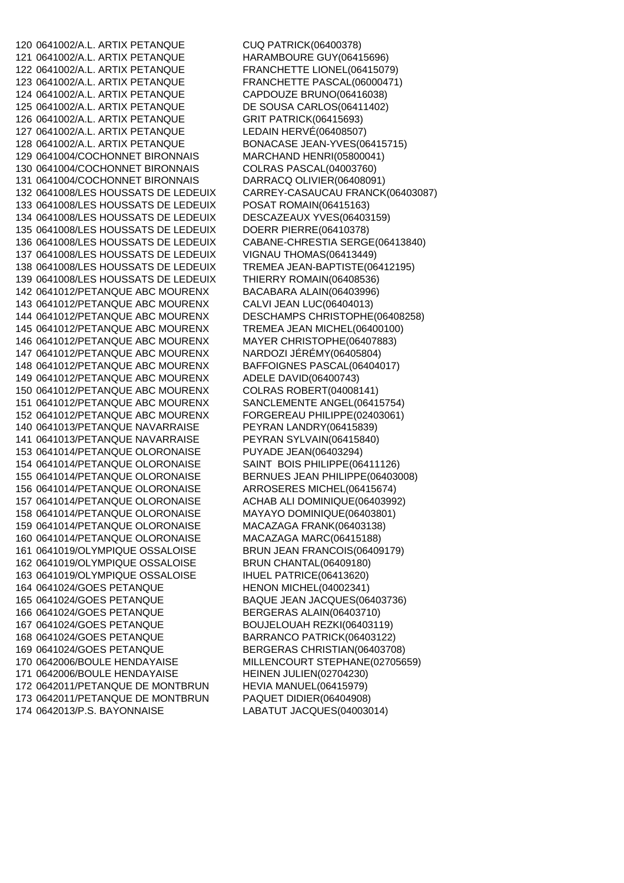| | | |
|---|---|---|
| 120 | 0641002/A.L. ARTIX PETANQUE | CUQ PATRICK(06400378) |
| 121 | 0641002/A.L. ARTIX PETANQUE | HARAMBOURE GUY(06415696) |
| 122 | 0641002/A.L. ARTIX PETANQUE | FRANCHETTE LIONEL(06415079) |
| 123 | 0641002/A.L. ARTIX PETANQUE | FRANCHETTE PASCAL(06000471) |
| 124 | 0641002/A.L. ARTIX PETANQUE | CAPDOUZE BRUNO(06416038) |
| 125 | 0641002/A.L. ARTIX PETANQUE | DE SOUSA CARLOS(06411402) |
| 126 | 0641002/A.L. ARTIX PETANQUE | GRIT PATRICK(06415693) |
| 127 | 0641002/A.L. ARTIX PETANQUE | LEDAIN HERVÉ(06408507) |
| 128 | 0641002/A.L. ARTIX PETANQUE | BONACASE JEAN-YVES(06415715) |
| 129 | 0641004/COCHONNET BIRONNAIS | MARCHAND HENRI(05800041) |
| 130 | 0641004/COCHONNET BIRONNAIS | COLRAS PASCAL(04003760) |
| 131 | 0641004/COCHONNET BIRONNAIS | DARRACQ OLIVIER(06408091) |
| 132 | 0641008/LES HOUSSATS DE LEDEUIX | CARREY-CASAUCAU FRANCK(06403087) |
| 133 | 0641008/LES HOUSSATS DE LEDEUIX | POSAT ROMAIN(06415163) |
| 134 | 0641008/LES HOUSSATS DE LEDEUIX | DESCAZEAUX YVES(06403159) |
| 135 | 0641008/LES HOUSSATS DE LEDEUIX | DOERR PIERRE(06410378) |
| 136 | 0641008/LES HOUSSATS DE LEDEUIX | CABANE-CHRESTIA SERGE(06413840) |
| 137 | 0641008/LES HOUSSATS DE LEDEUIX | VIGNAU THOMAS(06413449) |
| 138 | 0641008/LES HOUSSATS DE LEDEUIX | TREMEA JEAN-BAPTISTE(06412195) |
| 139 | 0641008/LES HOUSSATS DE LEDEUIX | THIERRY ROMAIN(06408536) |
| 142 | 0641012/PETANQUE ABC MOURENX | BACABARA ALAIN(06403996) |
| 143 | 0641012/PETANQUE ABC MOURENX | CALVI JEAN LUC(06404013) |
| 144 | 0641012/PETANQUE ABC MOURENX | DESCHAMPS CHRISTOPHE(06408258) |
| 145 | 0641012/PETANQUE ABC MOURENX | TREMEA JEAN MICHEL(06400100) |
| 146 | 0641012/PETANQUE ABC MOURENX | MAYER CHRISTOPHE(06407883) |
| 147 | 0641012/PETANQUE ABC MOURENX | NARDOZI JÉRÉMY(06405804) |
| 148 | 0641012/PETANQUE ABC MOURENX | BAFFOIGNES PASCAL(06404017) |
| 149 | 0641012/PETANQUE ABC MOURENX | ADELE DAVID(06400743) |
| 150 | 0641012/PETANQUE ABC MOURENX | COLRAS ROBERT(04008141) |
| 151 | 0641012/PETANQUE ABC MOURENX | SANCLEMENTE ANGEL(06415754) |
| 152 | 0641012/PETANQUE ABC MOURENX | FORGEREAU PHILIPPE(02403061) |
| 140 | 0641013/PETANQUE NAVARRAISE | PEYRAN LANDRY(06415839) |
| 141 | 0641013/PETANQUE NAVARRAISE | PEYRAN SYLVAIN(06415840) |
| 153 | 0641014/PETANQUE OLORONAISE | PUYADE JEAN(06403294) |
| 154 | 0641014/PETANQUE OLORONAISE | SAINT BOIS PHILIPPE(06411126) |
| 155 | 0641014/PETANQUE OLORONAISE | BERNUES JEAN PHILIPPE(06403008) |
| 156 | 0641014/PETANQUE OLORONAISE | ARROSERES MICHEL(06415674) |
| 157 | 0641014/PETANQUE OLORONAISE | ACHAB ALI DOMINIQUE(06403992) |
| 158 | 0641014/PETANQUE OLORONAISE | MAYAYO DOMINIQUE(06403801) |
| 159 | 0641014/PETANQUE OLORONAISE | MACAZAGA FRANK(06403138) |
| 160 | 0641014/PETANQUE OLORONAISE | MACAZAGA MARC(06415188) |
| 161 | 0641019/OLYMPIQUE OSSALOISE | BRUN JEAN FRANCOIS(06409179) |
| 162 | 0641019/OLYMPIQUE OSSALOISE | BRUN CHANTAL(06409180) |
| 163 | 0641019/OLYMPIQUE OSSALOISE | IHUEL PATRICE(06413620) |
| 164 | 0641024/GOES PETANQUE | HENON MICHEL(04002341) |
| 165 | 0641024/GOES PETANQUE | BAQUE JEAN JACQUES(06403736) |
| 166 | 0641024/GOES PETANQUE | BERGERAS ALAIN(06403710) |
| 167 | 0641024/GOES PETANQUE | BOUJELOUAH REZKI(06403119) |
| 168 | 0641024/GOES PETANQUE | BARRANCO PATRICK(06403122) |
| 169 | 0641024/GOES PETANQUE | BERGERAS CHRISTIAN(06403708) |
| 170 | 0642006/BOULE HENDAYAISE | MILLENCOURT STEPHANE(02705659) |
| 171 | 0642006/BOULE HENDAYAISE | HEINEN JULIEN(02704230) |
| 172 | 0642011/PETANQUE DE MONTBRUN | HEVIA MANUEL(06415979) |
| 173 | 0642011/PETANQUE DE MONTBRUN | PAQUET DIDIER(06404908) |
| 174 | 0642013/P.S. BAYONNAISE | LABATUT JACQUES(04003014) |